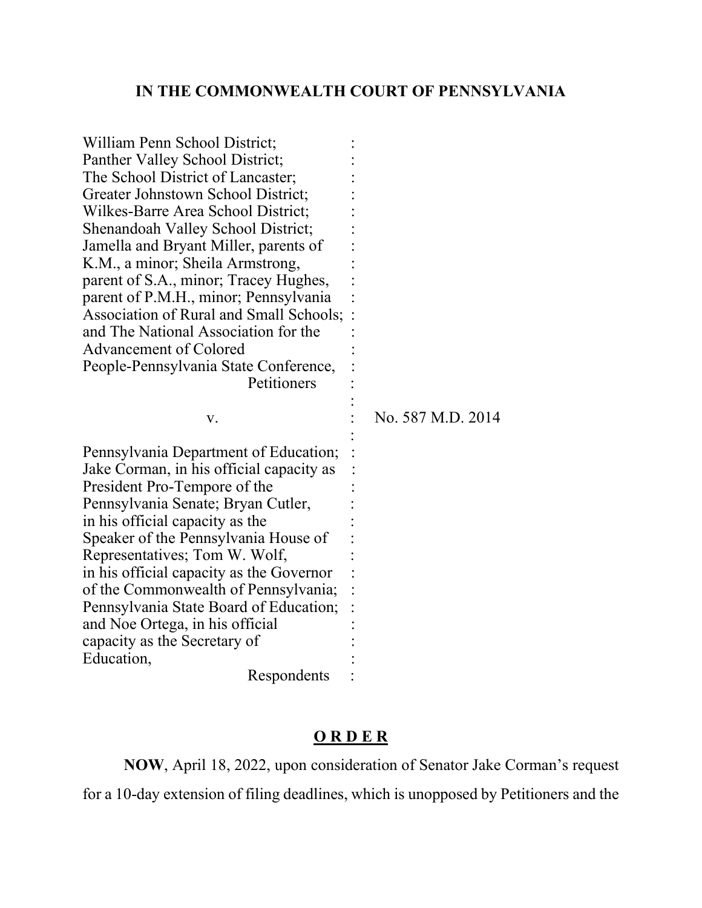**IN THE COMMONWEALTH COURT OF PENNSYLVANIA**

William Penn School District; Panther Valley School District; The School District of Lancaster; Greater Johnstown School District; Wilkes-Barre Area School District; Shenandoah Valley School District; Jamella and Bryant Miller, parents of K.M., a minor; Sheila Armstrong, parent of S.A., minor; Tracey Hughes, parent of P.M.H., minor; Pennsylvania Association of Rural and Small Schools; and The National Association for the Advancement of Colored People-Pennsylvania State Conference,
Petitioners

v. : No. 587 M.D. 2014

Pennsylvania Department of Education; Jake Corman, in his official capacity as President Pro-Tempore of the Pennsylvania Senate; Bryan Cutler, in his official capacity as the Speaker of the Pennsylvania House of Representatives; Tom W. Wolf, in his official capacity as the Governor of the Commonwealth of Pennsylvania; Pennsylvania State Board of Education; and Noe Ortega, in his official capacity as the Secretary of Education,
Respondents

**O R D E R**

**NOW**, April 18, 2022, upon consideration of Senator Jake Corman's request for a 10-day extension of filing deadlines, which is unopposed by Petitioners and the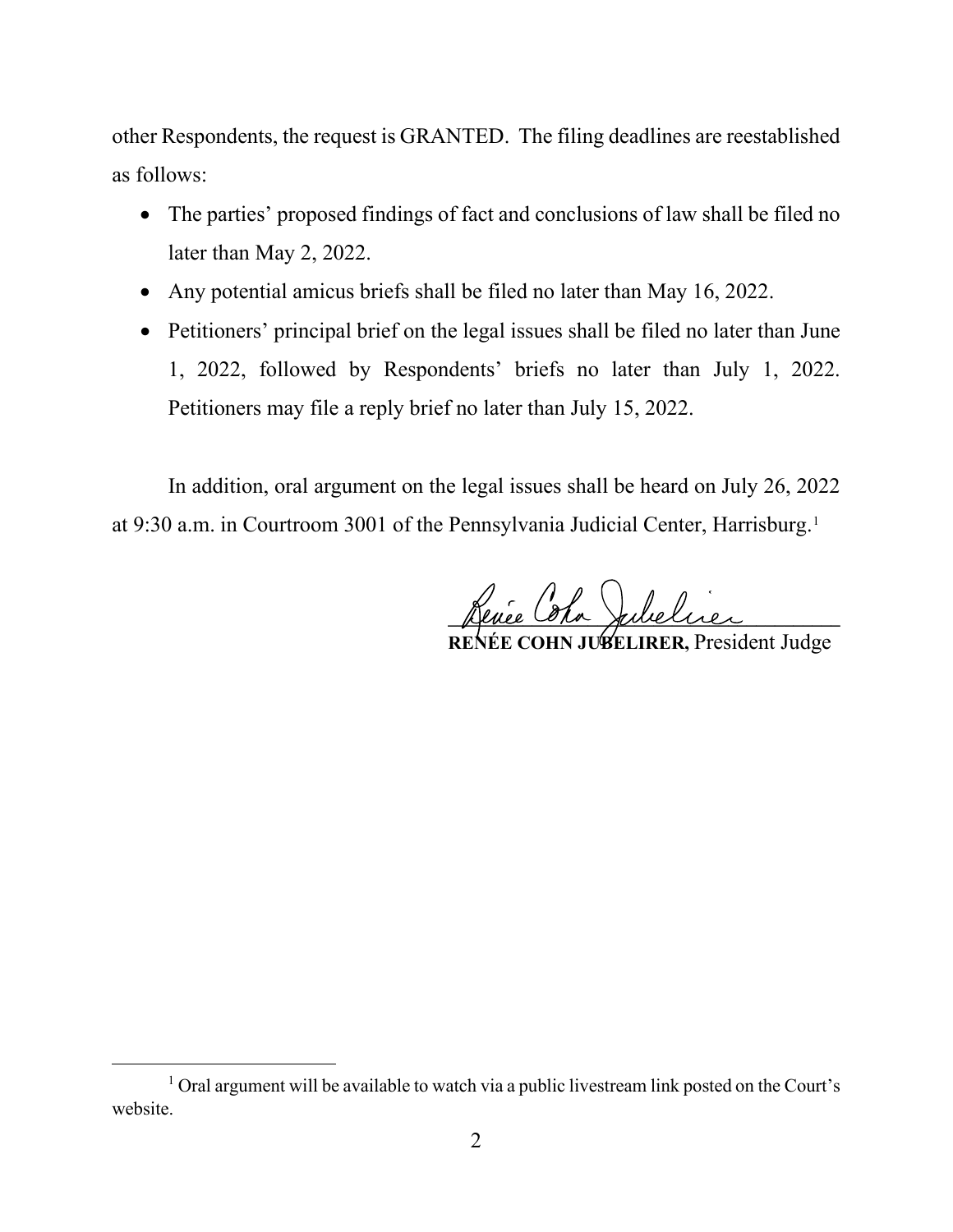other Respondents, the request is GRANTED. The filing deadlines are reestablished as follows:

- The parties' proposed findings of fact and conclusions of law shall be filed no later than May 2, 2022.
- Any potential amicus briefs shall be filed no later than May 16, 2022.
- Petitioners' principal brief on the legal issues shall be filed no later than June 1, 2022, followed by Respondents' briefs no later than July 1, 2022. Petitioners may file a reply brief no later than July 15, 2022.

In addition, oral argument on the legal issues shall be heard on July 26, 2022 at 9:30 a.m. in Courtroom 3001 of the Pennsylvania Judicial Center, Harrisburg.[1]

Renée Cohn Jubelirer

**RENÉE COHN JUBELIRER,** President Judge

---

[1] Oral argument will be available to watch via a public livestream link posted on the Court's website.